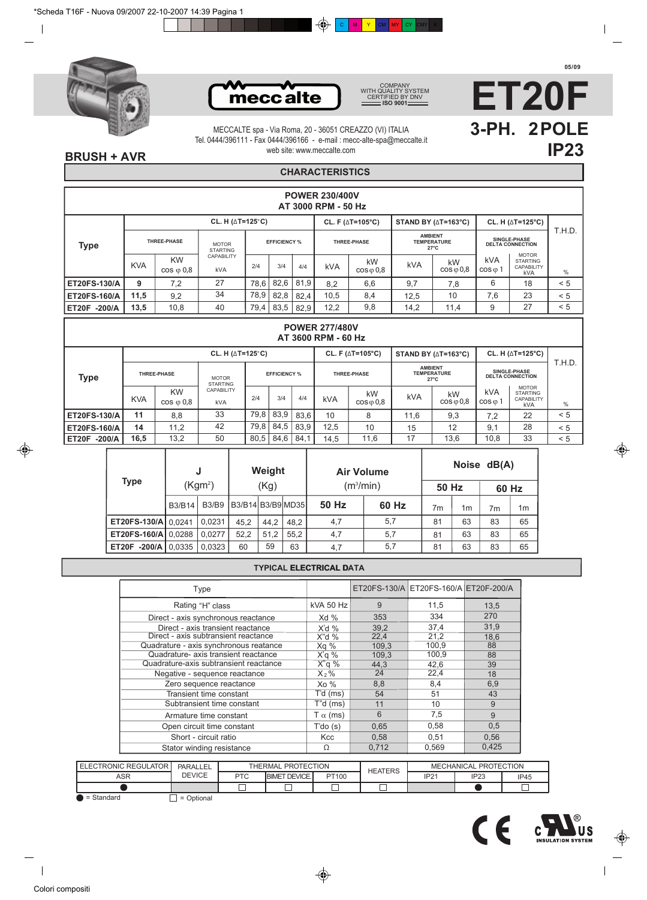05/09

# ET20F

## 3-PH. 2POLE

## IP23

**BRUSH + AVR**

COMPANY WITH QUALITY SYSTEM CERTIFIED BY DNV ISO 9001

MECCALTE spa - Via Roma, 20 - 36051 CREAZZO (VI) ITALIA
Tel. 0444/396111 - Fax 0444/396166 - e-mail : mecc-alte-spa@meccalte.it
web site: www.meccalte.com

## CHARACTERISTICS

**POWER 230/400V AT 3000 RPM - 50 Hz**

| Type | CL. H (ΔT=125°C) | | | | | | CL. F (ΔT=105°C) | | STAND BY (ΔT=163°C) | | CL. H (ΔT=125°C) | | T.H.D. |
|---|---|---|---|---|---|---|---|---|---|---|---|---|---|
| | THREE-PHASE | | MOTOR STARTING CAPABILITY | EFFICIENCY % | | | THREE-PHASE | | AMBIENT TEMPERATURE 27°C | | SINGLE-PHASE DELTA CONNECTION | | |
| | KVA | KW cos φ 0,8 | kVA | 2/4 | 3/4 | 4/4 | kVA | kW cos φ 0,8 | kVA | kW cos φ 0,8 | kVA cos φ 1 | MOTOR STARTING CAPABILITY kVA | % |
| ET20FS-130/A | 9 | 7,2 | 27 | 78,6 | 82,6 | 81,9 | 8,2 | 6,6 | 9,7 | 7,8 | 6 | 18 | < 5 |
| ET20FS-160/A | 11,5 | 9,2 | 34 | 78,9 | 82,8 | 82,4 | 10,5 | 8,4 | 12,5 | 10 | 7,6 | 23 | < 5 |
| ET20F -200/A | 13,5 | 10,8 | 40 | 79,4 | 83,5 | 82,9 | 12,2 | 9,8 | 14,2 | 11,4 | 9 | 27 | < 5 |

**POWER 277/480V AT 3600 RPM - 60 Hz**

| Type | CL. H (ΔT=125°C) | | | | | | CL. F (ΔT=105°C) | | STAND BY (ΔT=163°C) | | CL. H (ΔT=125°C) | | T.H.D. |
|---|---|---|---|---|---|---|---|---|---|---|---|---|---|
| | THREE-PHASE | | MOTOR STARTING CAPABILITY | EFFICIENCY % | | | THREE-PHASE | | AMBIENT TEMPERATURE 27°C | | SINGLE-PHASE DELTA CONNECTION | | |
| | KVA | KW cos φ 0,8 | kVA | 2/4 | 3/4 | 4/4 | kVA | kW cos φ 0,8 | kVA | kW cos φ 0,8 | kVA cos φ 1 | MOTOR STARTING CAPABILITY kVA | % |
| ET20FS-130/A | 11 | 8,8 | 33 | 79,8 | 83,9 | 83,6 | 10 | 8 | 11,6 | 9,3 | 7,2 | 22 | < 5 |
| ET20FS-160/A | 14 | 11,2 | 42 | 79,8 | 84,5 | 83,9 | 12,5 | 10 | 15 | 12 | 9,1 | 28 | < 5 |
| ET20F -200/A | 16,5 | 13,2 | 50 | 80,5 | 84,6 | 84,1 | 14,5 | 11,6 | 17 | 13,6 | 10,8 | 33 | < 5 |

| Type | J ($Kgm^2$) | | Weight (Kg) | | | Air Volume ($m^3$/min) | | Noise dB(A) | | | |
|---|---|---|---|---|---|---|---|---|---|---|---|
| | | | | | | | | 50 Hz | | 60 Hz | |
| | B3/B14 | B3/B9 | B3/B14 | B3/B9 | MD35 | 50 Hz | 60 Hz | 7m | 1m | 7m | 1m |
| ET20FS-130/A | 0,0241 | 0,0231 | 45,2 | 44,2 | 48,2 | 4,7 | 5,7 | 81 | 63 | 83 | 65 |
| ET20FS-160/A | 0,0288 | 0,0277 | 52,2 | 51,2 | 55,2 | 4,7 | 5,7 | 81 | 63 | 83 | 65 |
| ET20F -200/A | 0,0335 | 0,0323 | 60 | 59 | 63 | 4,7 | 5,7 | 81 | 63 | 83 | 65 |

## TYPICAL ELECTRICAL DATA

| Type | | ET20FS-130/A | ET20FS-160/A | ET20F-200/A |
|---|---|---|---|---|
| Rating "H" class | kVA 50 Hz | 9 | 11,5 | 13,5 |
| Direct - axis synchronous reactance | Xd % | 353 | 334 | 270 |
| Direct - axis transient reactance | X'd % | 39,2 | 37,4 | 31,9 |
| Direct - axis subtransient reactance | X"d % | 22,4 | 21,2 | 18,6 |
| Quadrature - axis synchronous reatance | Xq % | 109,3 | 100,9 | 88 |
| Quadrature- axis transient reactance | X'q % | 109,3 | 100,9 | 88 |
| Quadrature-axis subtransient reactance | X"q % | 44,3 | 42,6 | 39 |
| Negative - sequence reactance | $X_2$ % | 24 | 22,4 | 18 |
| Zero sequence reactance | Xo % | 8,8 | 8,4 | 6,9 |
| Transient time constant | T'd (ms) | 54 | 51 | 43 |
| Subtransient time constant | T"d (ms) | 11 | 10 | 9 |
| Armature time constant | T α (ms) | 6 | 7,5 | 9 |
| Open circuit time constant | T'do (s) | 0,65 | 0,58 | 0,5 |
| Short - circuit ratio | Kcc | 0,58 | 0,51 | 0,56 |
| Stator winding resistance | Ω | 0,712 | 0,569 | 0,425 |

| ELECTRONIC REGULATOR ASR | PARALLEL DEVICE | THERMAL PROTECTION | | | HEATERS | MECHANICAL PROTECTION | | |
|---|---|---|---|---|---|---|---|---|
| | | PTC | BIMET DEVICE. | PT100 | | IP21 | IP23 | IP45 |
| ● | | ☐ | ☐ | ☐ | ☐ | | ● | ☐ |

● = Standard ☐ = Optional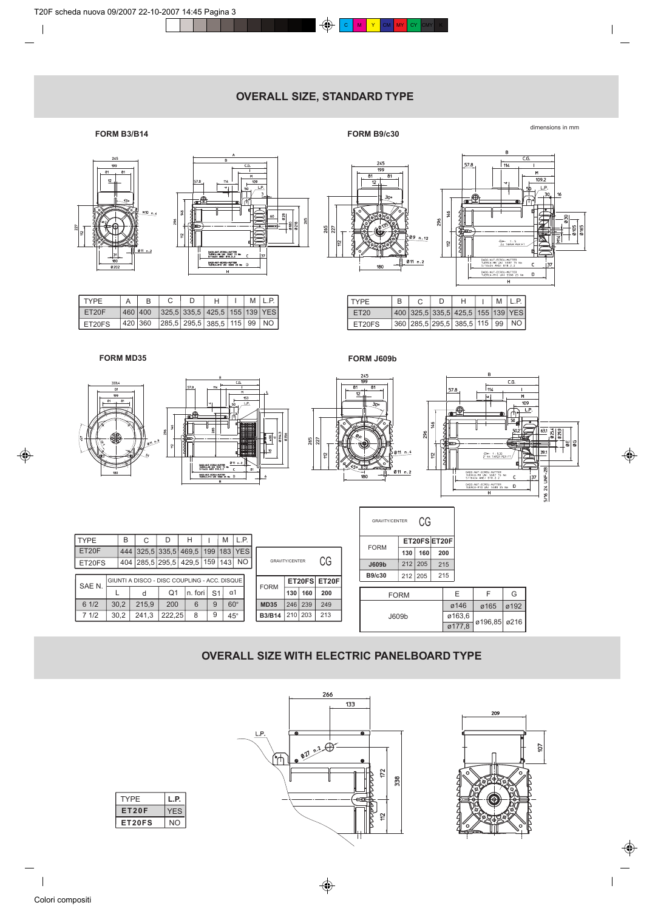## OVERALL SIZE, STANDARD TYPE

dimensions in mm

### FORM B3/B14

| TYPE | A | B | C | D | H | I | M | L.P. |
|---|---|---|---|---|---|---|---|---|
| ET20F | 460 | 400 | 325,5 | 335,5 | 425,5 | 155 | 139 | YES |
| ET20FS | 420 | 360 | 285,5 | 295,5 | 385,5 | 115 | 99 | NO |

### FORM B9/c30

| TYPE | B | C | D | H | I | M | L.P. |
|---|---|---|---|---|---|---|---|
| ET20 | 400 | 325,5 | 335,5 | 425,5 | 155 | 139 | YES |
| ET20FS | 360 | 285,5 | 295,5 | 385,5 | 115 | 99 | NO |

### FORM MD35

| TYPE | B | C | D | H | I | M | L.P. |
|---|---|---|---|---|---|---|---|
| ET20F | 444 | 325,5 | 335,5 | 469,5 | 199 | 183 | YES |
| ET20FS | 404 | 285,5 | 295,5 | 429,5 | 159 | 143 | NO |

| SAE N. | GIUNTI A DISCO - DISC COUPLING - ACC. DISQUE | | | | | |
|---|---|---|---|---|---|---|
| | L | d | Q1 | n. fori | S1 | α1 |
| 6 1/2 | 30,2 | 215,9 | 200 | 6 | 9 | 60° |
| 7 1/2 | 30,2 | 241,3 | 222,25 | 8 | 9 | 45° |

GRAVITY/CENTER CG

| FORM | ET20FS | | ET20F |
|---|---|---|---|
| | 130 | 160 | 200 |
| MD35 | 246 | 239 | 249 |
| B3/B14 | 210 | 203 | 213 |

### FORM J609b

GRAVITY/CENTER CG

| FORM | ET20FS | | ET20F |
|---|---|---|---|
| | 130 | 160 | 200 |
| J609b | 212 | 205 | 215 |
| B9/c30 | 212 | 205 | 215 |

| FORM | E | F | G |
|---|---|---|---|
| J609b | ø146 | ø165 | ø192 |
| | ø163,6 | ø196,85 | ø216 |
| | ø177,8 | | |

## OVERALL SIZE WITH ELECTRIC PANELBOARD TYPE

| TYPE | L.P. |
|---|---|
| **ET20F** | YES |
| **ET20FS** | NO |